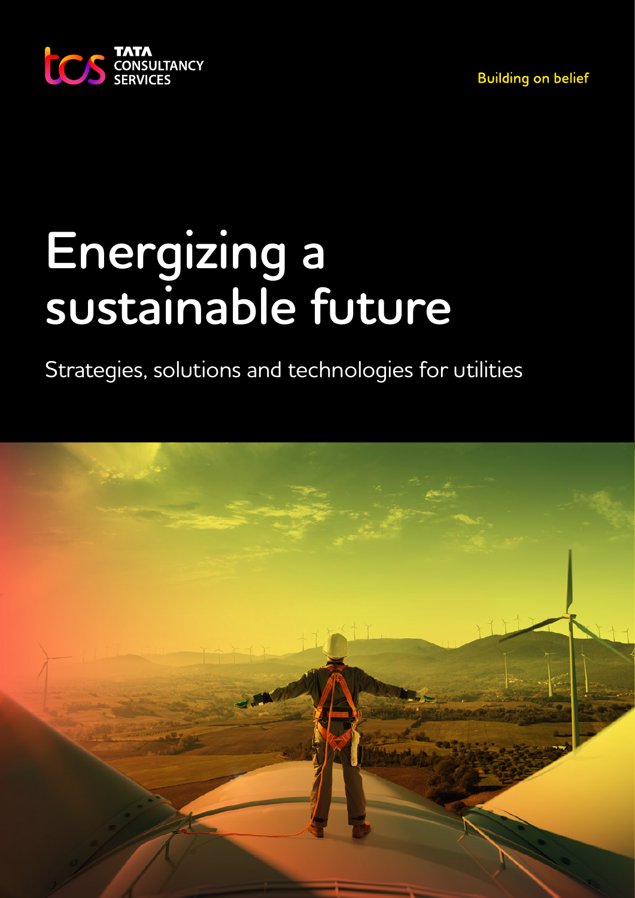TATA CONSULTANCY SERVICES

Building on belief

# Energizing a sustainable future

Strategies, solutions and technologies for utilities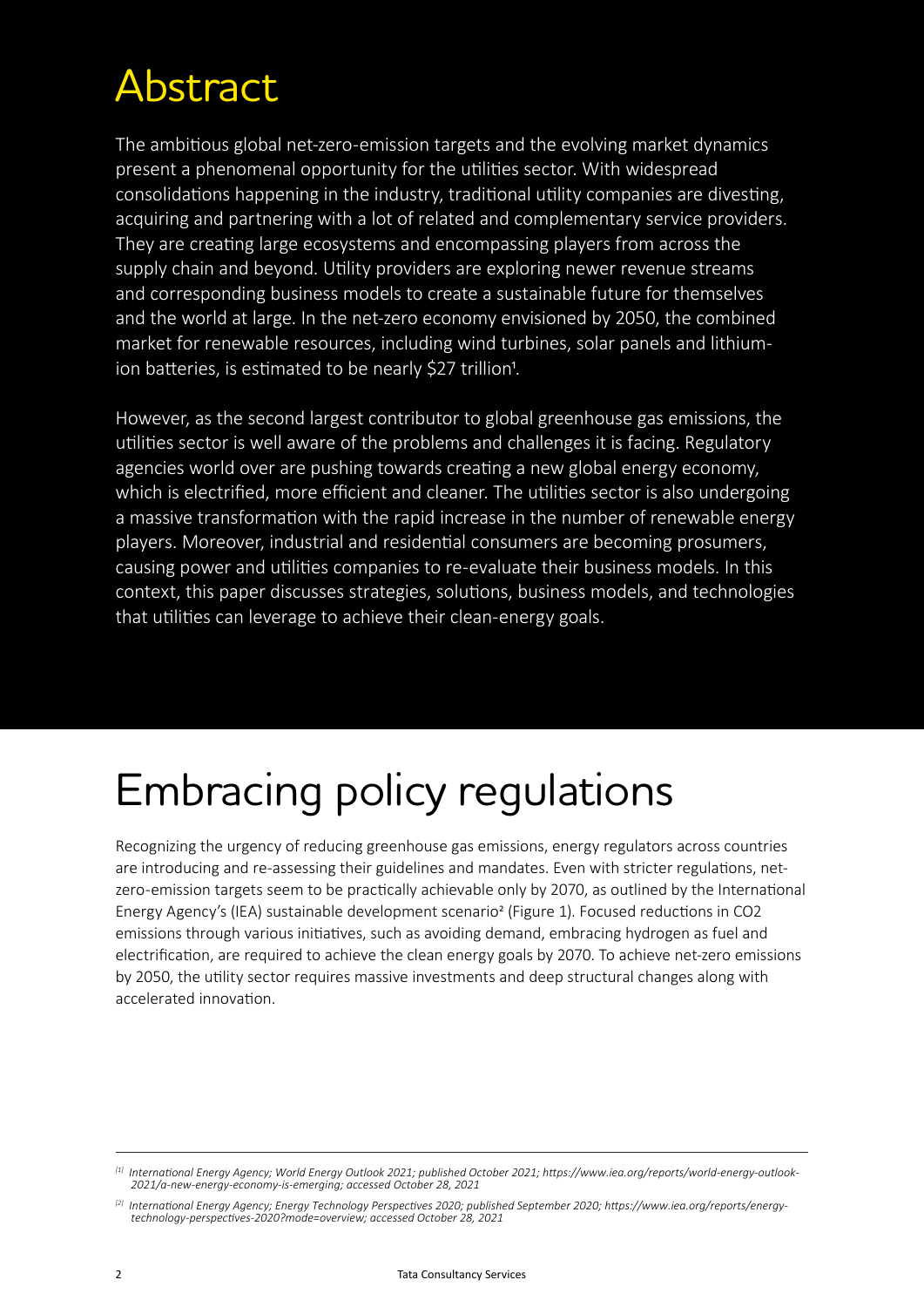# Abstract

The ambitious global net-zero-emission targets and the evolving market dynamics present a phenomenal opportunity for the utilities sector. With widespread consolidations happening in the industry, traditional utility companies are divesting, acquiring and partnering with a lot of related and complementary service providers. They are creating large ecosystems and encompassing players from across the supply chain and beyond. Utility providers are exploring newer revenue streams and corresponding business models to create a sustainable future for themselves and the world at large. In the net-zero economy envisioned by 2050, the combined market for renewable resources, including wind turbines, solar panels and lithium-ion batteries, is estimated to be nearly \$27 trillion[1].

However, as the second largest contributor to global greenhouse gas emissions, the utilities sector is well aware of the problems and challenges it is facing. Regulatory agencies world over are pushing towards creating a new global energy economy, which is electrified, more efficient and cleaner. The utilities sector is also undergoing a massive transformation with the rapid increase in the number of renewable energy players. Moreover, industrial and residential consumers are becoming prosumers, causing power and utilities companies to re-evaluate their business models. In this context, this paper discusses strategies, solutions, business models, and technologies that utilities can leverage to achieve their clean-energy goals.

# Embracing policy regulations

Recognizing the urgency of reducing greenhouse gas emissions, energy regulators across countries are introducing and re-assessing their guidelines and mandates. Even with stricter regulations, net-zero-emission targets seem to be practically achievable only by 2070, as outlined by the International Energy Agency's (IEA) sustainable development scenario[2] (Figure 1). Focused reductions in CO2 emissions through various initiatives, such as avoiding demand, embracing hydrogen as fuel and electrification, are required to achieve the clean energy goals by 2070. To achieve net-zero emissions by 2050, the utility sector requires massive investments and deep structural changes along with accelerated innovation.

---

*[1] International Energy Agency; World Energy Outlook 2021; published October 2021; https://www.iea.org/reports/world-energy-outlook-2021/a-new-energy-economy-is-emerging; accessed October 28, 2021*

*[2] International Energy Agency; Energy Technology Perspectives 2020; published September 2020; https://www.iea.org/reports/energy-technology-perspectives-2020?mode=overview; accessed October 28, 2021*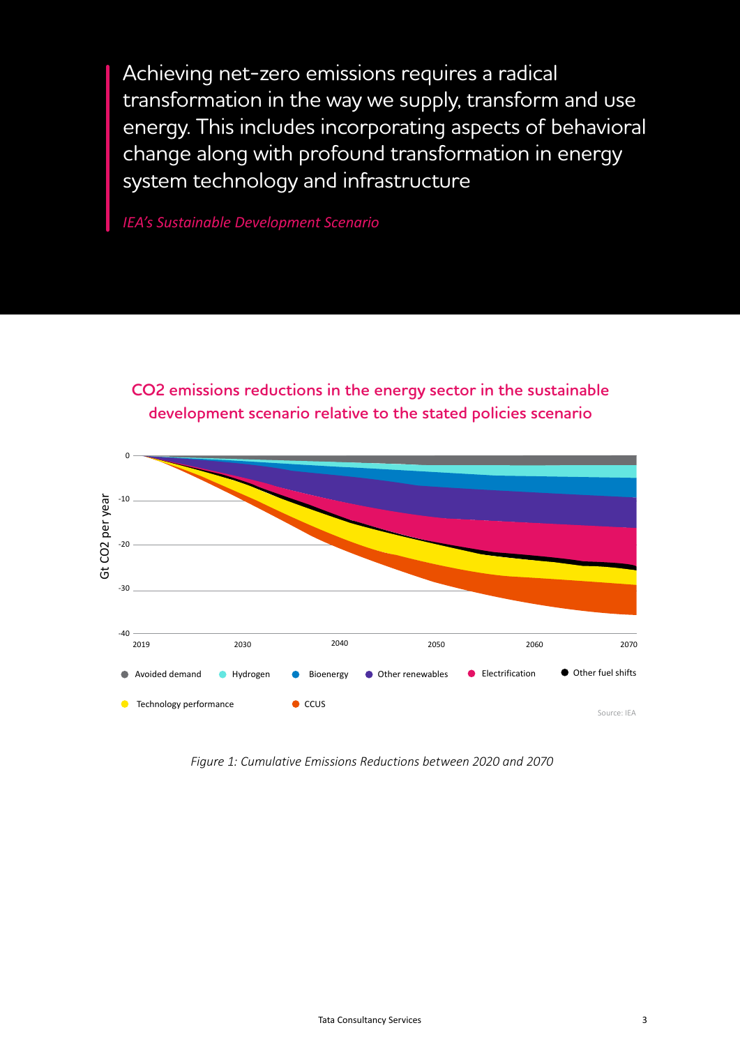> Achieving net-zero emissions requires a radical transformation in the way we supply, transform and use energy. This includes incorporating aspects of behavioral change along with profound transformation in energy system technology and infrastructure
>
> *IEA's Sustainable Development Scenario*

## $CO_2$ emissions reductions in the energy sector in the sustainable development scenario relative to the stated policies scenario

Gt CO2 per year: 0, -10, -20, -30, -40

2019, 2030, 2040, 2050, 2060, 2070

Avoided demand · Hydrogen · Bioenergy · Other renewables · Electrification · Other fuel shifts · Technology performance · CCUS

Source: IEA

*Figure 1: Cumulative Emissions Reductions between 2020 and 2070*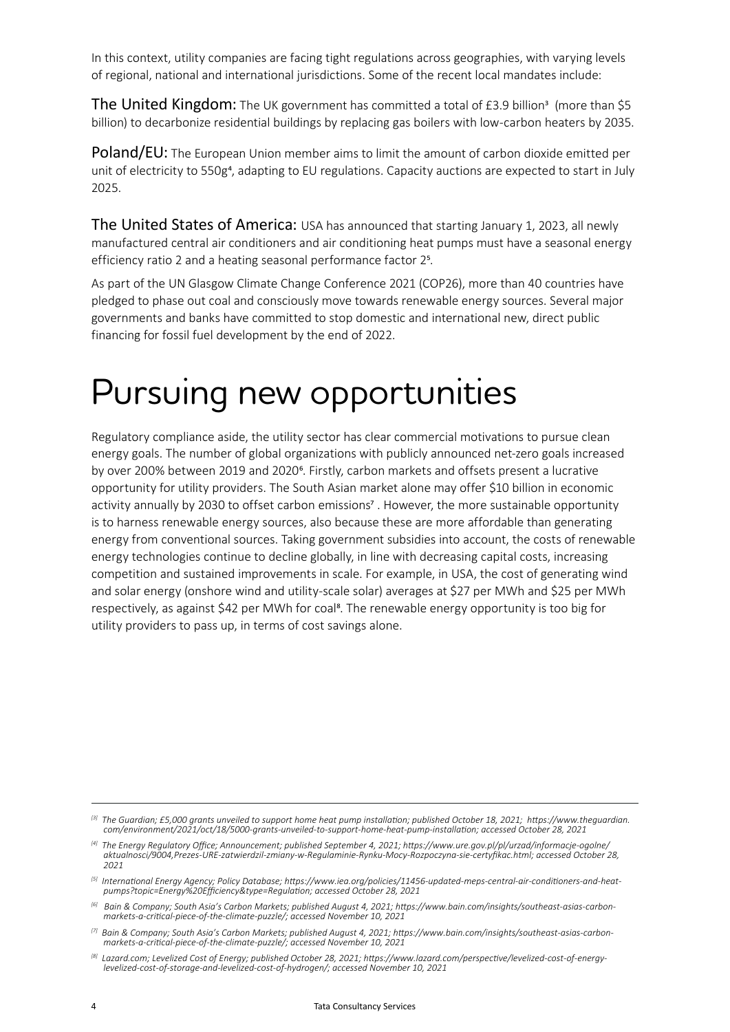In this context, utility companies are facing tight regulations across geographies, with varying levels of regional, national and international jurisdictions. Some of the recent local mandates include:

**The United Kingdom:** The UK government has committed a total of £3.9 billion[3] (more than $5 billion) to decarbonize residential buildings by replacing gas boilers with low-carbon heaters by 2035.

**Poland/EU:** The European Union member aims to limit the amount of carbon dioxide emitted per unit of electricity to 550g[4], adapting to EU regulations. Capacity auctions are expected to start in July 2025.

**The United States of America:** USA has announced that starting January 1, 2023, all newly manufactured central air conditioners and air conditioning heat pumps must have a seasonal energy efficiency ratio 2 and a heating seasonal performance factor 2[5].

As part of the UN Glasgow Climate Change Conference 2021 (COP26), more than 40 countries have pledged to phase out coal and consciously move towards renewable energy sources. Several major governments and banks have committed to stop domestic and international new, direct public financing for fossil fuel development by the end of 2022.

# Pursuing new opportunities

Regulatory compliance aside, the utility sector has clear commercial motivations to pursue clean energy goals. The number of global organizations with publicly announced net-zero goals increased by over 200% between 2019 and 2020[6]. Firstly, carbon markets and offsets present a lucrative opportunity for utility providers. The South Asian market alone may offer $10 billion in economic activity annually by 2030 to offset carbon emissions[7] . However, the more sustainable opportunity is to harness renewable energy sources, also because these are more affordable than generating energy from conventional sources. Taking government subsidies into account, the costs of renewable energy technologies continue to decline globally, in line with decreasing capital costs, increasing competition and sustained improvements in scale. For example, in USA, the cost of generating wind and solar energy (onshore wind and utility-scale solar) averages at $27 per MWh and $25 per MWh respectively, as against $42 per MWh for coal[8]. The renewable energy opportunity is too big for utility providers to pass up, in terms of cost savings alone.

---

*[3] The Guardian; £5,000 grants unveiled to support home heat pump installation; published October 18, 2021; https://www.theguardian.com/environment/2021/oct/18/5000-grants-unveiled-to-support-home-heat-pump-installation; accessed October 28, 2021*

*[4] The Energy Regulatory Office; Announcement; published September 4, 2021; https://www.ure.gov.pl/pl/urzad/informacje-ogolne/aktualnosci/9004,Prezes-URE-zatwierdzil-zmiany-w-Regulaminie-Rynku-Mocy-Rozpoczyna-sie-certyfikac.html; accessed October 28, 2021*

*[5] International Energy Agency; Policy Database; https://www.iea.org/policies/11456-updated-meps-central-air-conditioners-and-heat-pumps?topic=Energy%20Efficiency&type=Regulation; accessed October 28, 2021*

*[6] Bain & Company; South Asia's Carbon Markets; published August 4, 2021; https://www.bain.com/insights/southeast-asias-carbon-markets-a-critical-piece-of-the-climate-puzzle/; accessed November 10, 2021*

*[7] Bain & Company; South Asia's Carbon Markets; published August 4, 2021; https://www.bain.com/insights/southeast-asias-carbon-markets-a-critical-piece-of-the-climate-puzzle/; accessed November 10, 2021*

*[8] Lazard.com; Levelized Cost of Energy; published October 28, 2021; https://www.lazard.com/perspective/levelized-cost-of-energy-levelized-cost-of-storage-and-levelized-cost-of-hydrogen/; accessed November 10, 2021*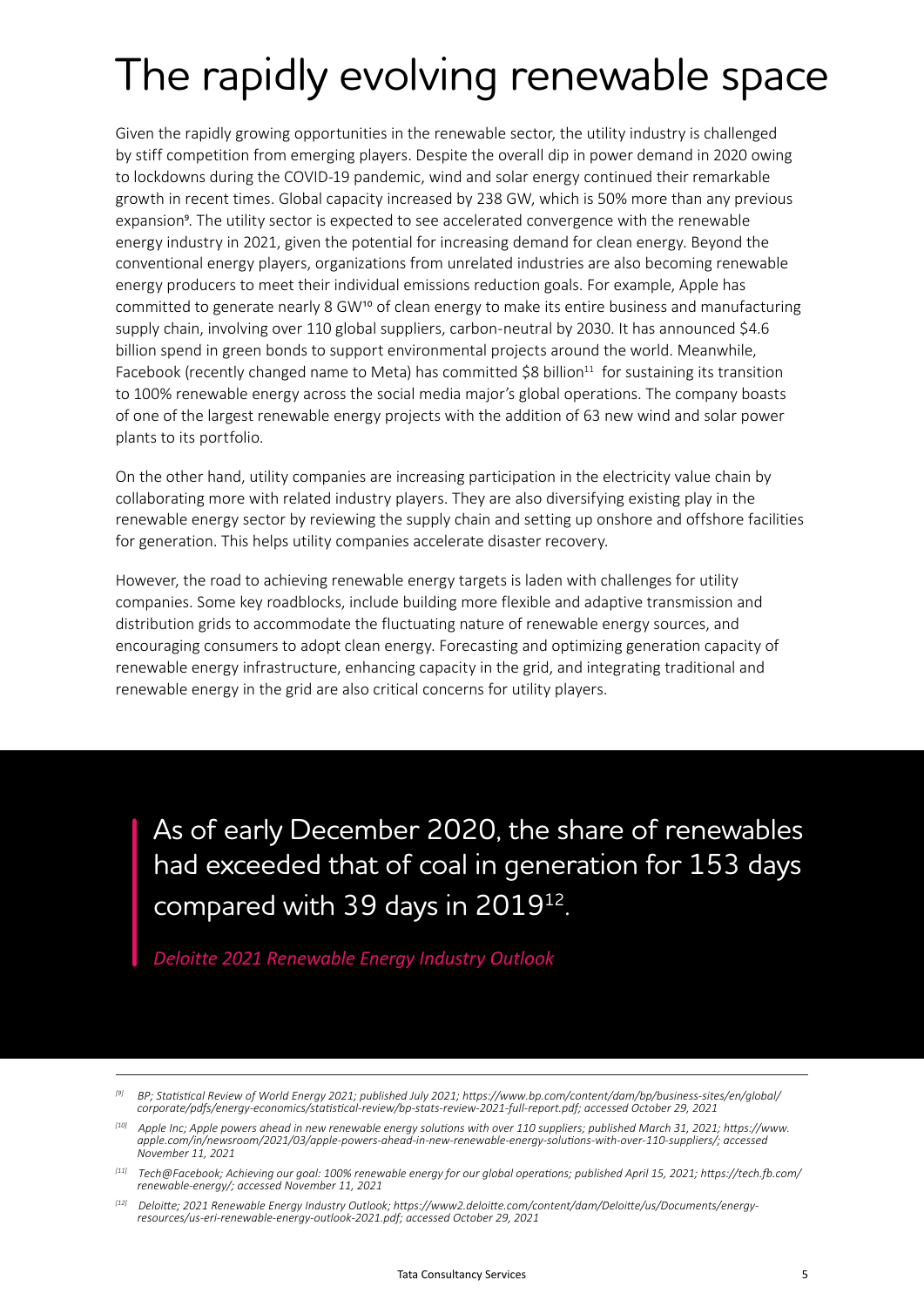# The rapidly evolving renewable space

Given the rapidly growing opportunities in the renewable sector, the utility industry is challenged by stiff competition from emerging players. Despite the overall dip in power demand in 2020 owing to lockdowns during the COVID-19 pandemic, wind and solar energy continued their remarkable growth in recent times. Global capacity increased by 238 GW, which is 50% more than any previous expansion[9]. The utility sector is expected to see accelerated convergence with the renewable energy industry in 2021, given the potential for increasing demand for clean energy. Beyond the conventional energy players, organizations from unrelated industries are also becoming renewable energy producers to meet their individual emissions reduction goals. For example, Apple has committed to generate nearly 8 GW[10] of clean energy to make its entire business and manufacturing supply chain, involving over 110 global suppliers, carbon-neutral by 2030. It has announced $4.6 billion spend in green bonds to support environmental projects around the world. Meanwhile, Facebook (recently changed name to Meta) has committed $8 billion[11] for sustaining its transition to 100% renewable energy across the social media major's global operations. The company boasts of one of the largest renewable energy projects with the addition of 63 new wind and solar power plants to its portfolio.

On the other hand, utility companies are increasing participation in the electricity value chain by collaborating more with related industry players. They are also diversifying existing play in the renewable energy sector by reviewing the supply chain and setting up onshore and offshore facilities for generation. This helps utility companies accelerate disaster recovery.

However, the road to achieving renewable energy targets is laden with challenges for utility companies. Some key roadblocks, include building more flexible and adaptive transmission and distribution grids to accommodate the fluctuating nature of renewable energy sources, and encouraging consumers to adopt clean energy. Forecasting and optimizing generation capacity of renewable energy infrastructure, enhancing capacity in the grid, and integrating traditional and renewable energy in the grid are also critical concerns for utility players.

> As of early December 2020, the share of renewables had exceeded that of coal in generation for 153 days compared with 39 days in 2019[12].
>
> *Deloitte 2021 Renewable Energy Industry Outlook*

---

*[9] BP; Statistical Review of World Energy 2021; published July 2021; https://www.bp.com/content/dam/bp/business-sites/en/global/corporate/pdfs/energy-economics/statistical-review/bp-stats-review-2021-full-report.pdf; accessed October 29, 2021*

*[10] Apple Inc; Apple powers ahead in new renewable energy solutions with over 110 suppliers; published March 31, 2021; https://www.apple.com/in/newsroom/2021/03/apple-powers-ahead-in-new-renewable-energy-solutions-with-over-110-suppliers/; accessed November 11, 2021*

*[11] Tech@Facebook; Achieving our goal: 100% renewable energy for our global operations; published April 15, 2021; https://tech.fb.com/renewable-energy/; accessed November 11, 2021*

*[12] Deloitte; 2021 Renewable Energy Industry Outlook; https://www2.deloitte.com/content/dam/Deloitte/us/Documents/energy-resources/us-eri-renewable-energy-outlook-2021.pdf; accessed October 29, 2021*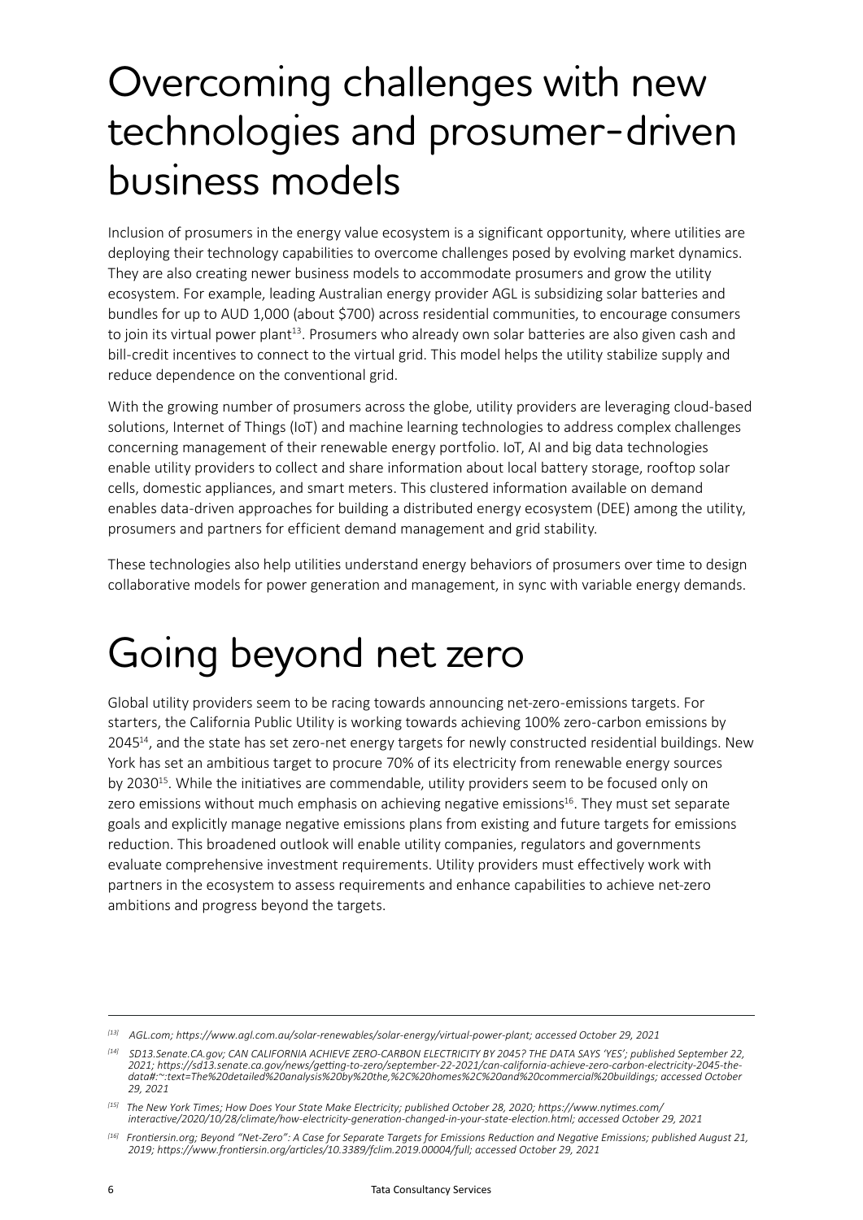# Overcoming challenges with new technologies and prosumer-driven business models

Inclusion of prosumers in the energy value ecosystem is a significant opportunity, where utilities are deploying their technology capabilities to overcome challenges posed by evolving market dynamics. They are also creating newer business models to accommodate prosumers and grow the utility ecosystem. For example, leading Australian energy provider AGL is subsidizing solar batteries and bundles for up to AUD 1,000 (about $700) across residential communities, to encourage consumers to join its virtual power plant[13]. Prosumers who already own solar batteries are also given cash and bill-credit incentives to connect to the virtual grid. This model helps the utility stabilize supply and reduce dependence on the conventional grid.

With the growing number of prosumers across the globe, utility providers are leveraging cloud-based solutions, Internet of Things (IoT) and machine learning technologies to address complex challenges concerning management of their renewable energy portfolio. IoT, AI and big data technologies enable utility providers to collect and share information about local battery storage, rooftop solar cells, domestic appliances, and smart meters. This clustered information available on demand enables data-driven approaches for building a distributed energy ecosystem (DEE) among the utility, prosumers and partners for efficient demand management and grid stability.

These technologies also help utilities understand energy behaviors of prosumers over time to design collaborative models for power generation and management, in sync with variable energy demands.

# Going beyond net zero

Global utility providers seem to be racing towards announcing net-zero-emissions targets. For starters, the California Public Utility is working towards achieving 100% zero-carbon emissions by 2045[14], and the state has set zero-net energy targets for newly constructed residential buildings. New York has set an ambitious target to procure 70% of its electricity from renewable energy sources by 2030[15]. While the initiatives are commendable, utility providers seem to be focused only on zero emissions without much emphasis on achieving negative emissions[16]. They must set separate goals and explicitly manage negative emissions plans from existing and future targets for emissions reduction. This broadened outlook will enable utility companies, regulators and governments evaluate comprehensive investment requirements. Utility providers must effectively work with partners in the ecosystem to assess requirements and enhance capabilities to achieve net-zero ambitions and progress beyond the targets.

---

*[13] AGL.com; https://www.agl.com.au/solar-renewables/solar-energy/virtual-power-plant; accessed October 29, 2021*

*[14] SD13.Senate.CA.gov; CAN CALIFORNIA ACHIEVE ZERO-CARBON ELECTRICITY BY 2045? THE DATA SAYS 'YES'; published September 22, 2021; https://sd13.senate.ca.gov/news/getting-to-zero/september-22-2021/can-california-achieve-zero-carbon-electricity-2045-the-data#:~:text=The%20detailed%20analysis%20by%20the,%2C%20homes%2C%20and%20commercial%20buildings; accessed October 29, 2021*

*[15] The New York Times; How Does Your State Make Electricity; published October 28, 2020; https://www.nytimes.com/interactive/2020/10/28/climate/how-electricity-generation-changed-in-your-state-election.html; accessed October 29, 2021*

*[16] Frontiersin.org; Beyond "Net-Zero": A Case for Separate Targets for Emissions Reduction and Negative Emissions; published August 21, 2019; https://www.frontiersin.org/articles/10.3389/fclim.2019.00004/full; accessed October 29, 2021*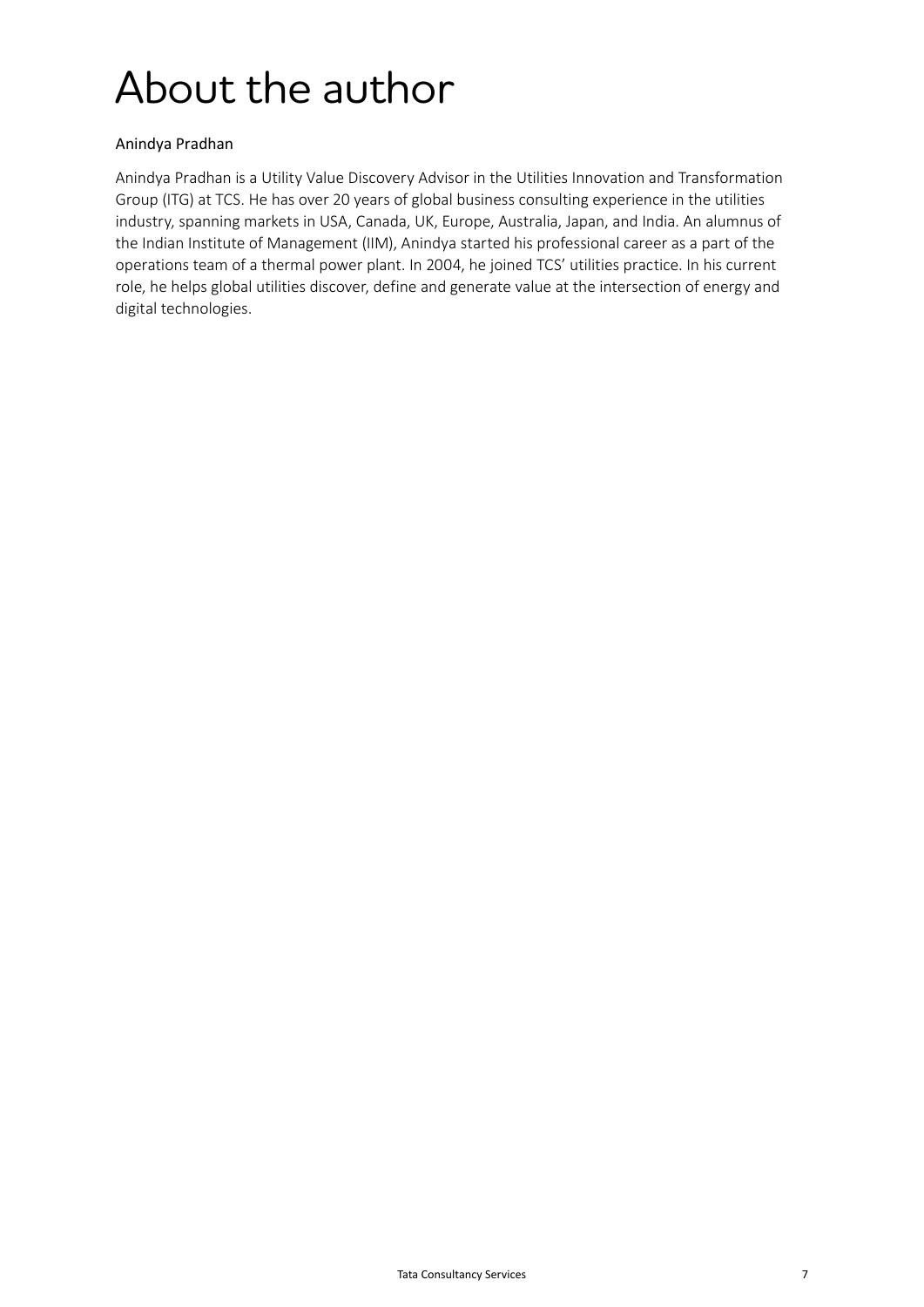# About the author

Anindya Pradhan

Anindya Pradhan is a Utility Value Discovery Advisor in the Utilities Innovation and Transformation Group (ITG) at TCS. He has over 20 years of global business consulting experience in the utilities industry, spanning markets in USA, Canada, UK, Europe, Australia, Japan, and India. An alumnus of the Indian Institute of Management (IIM), Anindya started his professional career as a part of the operations team of a thermal power plant. In 2004, he joined TCS' utilities practice. In his current role, he helps global utilities discover, define and generate value at the intersection of energy and digital technologies.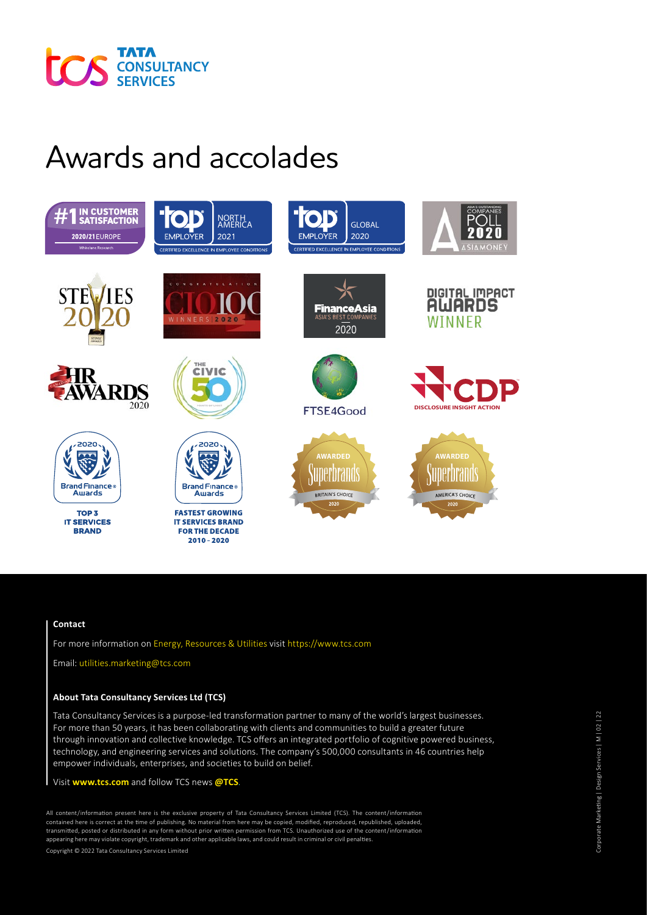# Awards and accolades

#1 IN CUSTOMER SATISFACTION
2020/21 EUROPE
Whitelane Research

top EMPLOYER NORTH AMERICA 2021
CERTIFIED EXCELLENCE IN EMPLOYEE CONDITIONS

top EMPLOYER GLOBAL 2020
CERTIFIED EXCELLENCE IN EMPLOYEE CONDITIONS

ASIA'S OUTSTANDING COMPANIES POLL 2020
ASIAMONEY

STEVIES 2020

CONGRATULATIONS CIO 100 WINNERS 2020

FinanceAsia
ASIA'S BEST COMPANIES
2020

DIGITAL IMPACT AWARDS WINNER

HR AWARDS 2020

THE CIVIC 50

FTSE4Good

CDP
DISCLOSURE INSIGHT ACTION

2020 Brand Finance® Awards
TOP 3 IT SERVICES BRAND

2020 Brand Finance® Awards
FASTEST GROWING IT SERVICES BRAND FOR THE DECADE 2010 - 2020

AWARDED Superbrands BRITAIN'S CHOICE 2020

AWARDED Superbrands AMERICA'S CHOICE 2020

**Contact**

For more information on Energy, Resources & Utilities visit https://www.tcs.com

Email: utilities.marketing@tcs.com

**About Tata Consultancy Services Ltd (TCS)**

Tata Consultancy Services is a purpose-led transformation partner to many of the world's largest businesses. For more than 50 years, it has been collaborating with clients and communities to build a greater future through innovation and collective knowledge. TCS offers an integrated portfolio of cognitive powered business, technology, and engineering services and solutions. The company's 500,000 consultants in 46 countries help empower individuals, enterprises, and societies to build on belief.

Visit **www.tcs.com** and follow TCS news **@TCS**.

All content/information present here is the exclusive property of Tata Consultancy Services Limited (TCS). The content/information contained here is correct at the time of publishing. No material from here may be copied, modified, reproduced, republished, uploaded, transmitted, posted or distributed in any form without prior written permission from TCS. Unauthorized use of the content/information appearing here may violate copyright, trademark and other applicable laws, and could result in criminal or civil penalties.

Copyright © 2022 Tata Consultancy Services Limited

Corporate Marketing | Design Services | M | 02 | 22